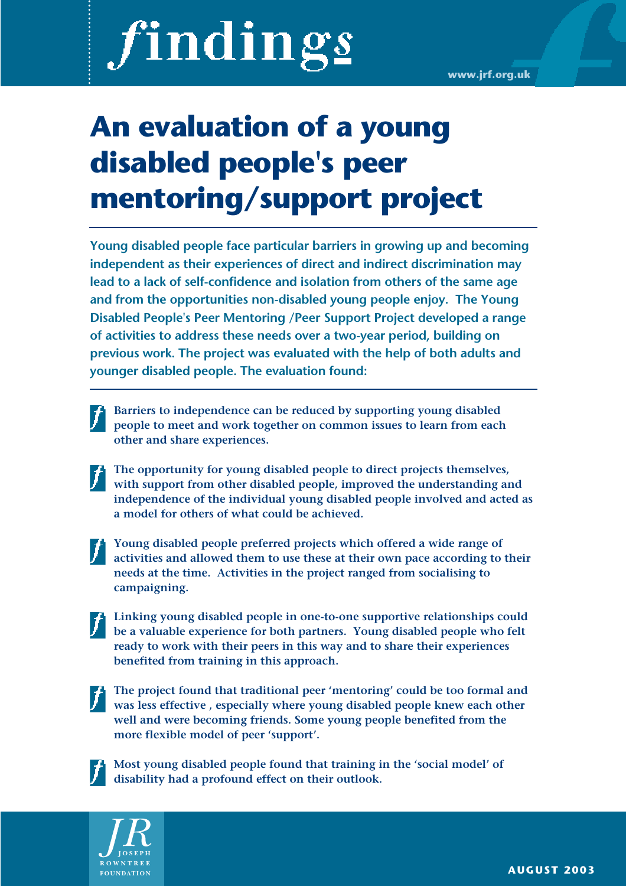# findings

www.jrf.org.uk

# An evaluation of a young disabled people's peer mentoring/support project

**Young disabled people face particular barriers in growing up and becoming independent as their experiences of direct and indirect discrimination may lead to a lack of self-confidence and isolation from others of the same age and from the opportunities non-disabled young people enjoy. The Young Disabled People's Peer Mentoring /Peer Support Project developed a range of activities to address these needs over a two-year period, building on previous work. The project was evaluated with the help of both adults and younger disabled people. The evaluation found:**

- **Barriers to independence can be reduced by supporting young disabled people to meet and work together on common issues to learn from each other and share experiences.**
- **The opportunity for young disabled people to direct projects themselves, with support from other disabled people, improved the understanding and independence of the individual young disabled people involved and acted as a model for others of what could be achieved.**
- **Young disabled people preferred projects which offered a wide range of activities and allowed them to use these at their own pace according to their needs at the time. Activities in the project ranged from socialising to campaigning.**
- **Linking young disabled people in one-to-one supportive relationships could be a valuable experience for both partners. Young disabled people who felt ready to work with their peers in this way and to share their experiences benefited from training in this approach.**
- **The project found that traditional peer 'mentoring' could be too formal and was less effective , especially where young disabled people knew each other well and were becoming friends. Some young people benefited from the more flexible model of peer 'support'.**
- **Most young disabled people found that training in the 'social model' of disability had a profound effect on their outlook.**

JOSEPH ROWNTREE FOUNDATION

AUGUST 2003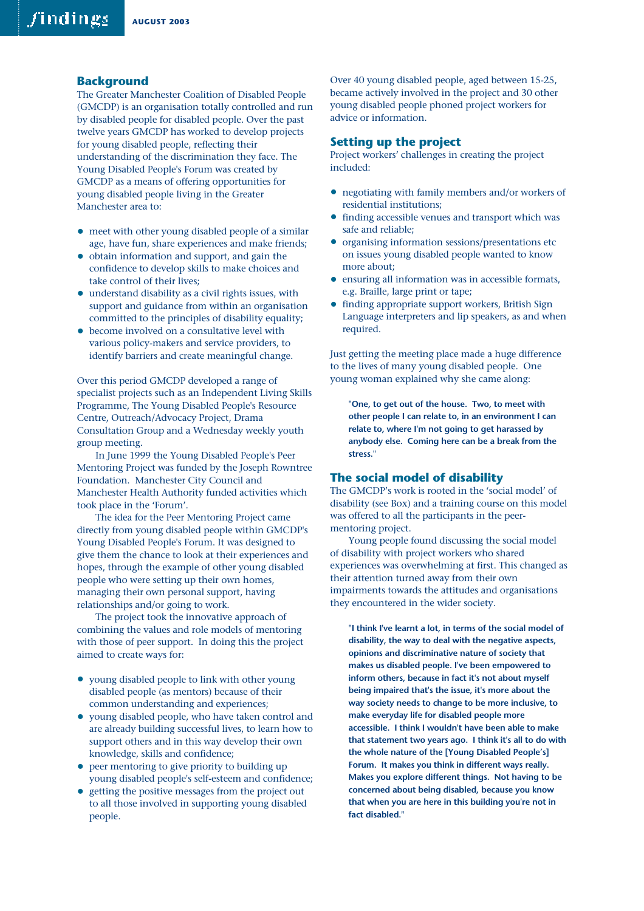## Background

The Greater Manchester Coalition of Disabled People (GMCDP) is an organisation totally controlled and run by disabled people for disabled people. Over the past twelve years GMCDP has worked to develop projects for young disabled people, reflecting their understanding of the discrimination they face. The Young Disabled People's Forum was created by GMCDP as a means of offering opportunities for young disabled people living in the Greater Manchester area to:

- meet with other young disabled people of a similar age, have fun, share experiences and make friends;
- obtain information and support, and gain the confidence to develop skills to make choices and take control of their lives;
- understand disability as a civil rights issues, with support and guidance from within an organisation committed to the principles of disability equality;
- become involved on a consultative level with various policy-makers and service providers, to identify barriers and create meaningful change.

Over this period GMCDP developed a range of specialist projects such as an Independent Living Skills Programme, The Young Disabled People's Resource Centre, Outreach/Advocacy Project, Drama Consultation Group and a Wednesday weekly youth group meeting.

In June 1999 the Young Disabled People's Peer Mentoring Project was funded by the Joseph Rowntree Foundation. Manchester City Council and Manchester Health Authority funded activities which took place in the 'Forum'.

The idea for the Peer Mentoring Project came directly from young disabled people within GMCDP's Young Disabled People's Forum. It was designed to give them the chance to look at their experiences and hopes, through the example of other young disabled people who were setting up their own homes, managing their own personal support, having relationships and/or going to work.

The project took the innovative approach of combining the values and role models of mentoring with those of peer support. In doing this the project aimed to create ways for:

- young disabled people to link with other young disabled people (as mentors) because of their common understanding and experiences;
- young disabled people, who have taken control and are already building successful lives, to learn how to support others and in this way develop their own knowledge, skills and confidence;
- peer mentoring to give priority to building up young disabled people's self-esteem and confidence;
- getting the positive messages from the project out to all those involved in supporting young disabled people.

Over 40 young disabled people, aged between 15-25, became actively involved in the project and 30 other young disabled people phoned project workers for advice or information.

## Setting up the project

Project workers' challenges in creating the project included:

- negotiating with family members and/or workers of residential institutions;
- finding accessible venues and transport which was safe and reliable;
- organising information sessions/presentations etc on issues young disabled people wanted to know more about;
- ensuring all information was in accessible formats, e.g. Braille, large print or tape;
- finding appropriate support workers, British Sign Language interpreters and lip speakers, as and when required.

Just getting the meeting place made a huge difference to the lives of many young disabled people. One young woman explained why she came along:

> **"One, to get out of the house. Two, to meet with other people I can relate to, in an environment I can relate to, where I'm not going to get harassed by anybody else. Coming here can be a break from the stress."**

## The social model of disability

The GMCDP's work is rooted in the 'social model' of disability (see Box) and a training course on this model was offered to all the participants in the peer-mentoring project.

Young people found discussing the social model of disability with project workers who shared experiences was overwhelming at first. This changed as their attention turned away from their own impairments towards the attitudes and organisations they encountered in the wider society.

> **"I think I've learnt a lot, in terms of the social model of disability, the way to deal with the negative aspects, opinions and discriminative nature of society that makes us disabled people. I've been empowered to inform others, because in fact it's not about myself being impaired that's the issue, it's more about the way society needs to change to be more inclusive, to make everyday life for disabled people more accessible. I think I wouldn't have been able to make that statement two years ago. I think it's all to do with the whole nature of the [Young Disabled People's] Forum. It makes you think in different ways really. Makes you explore different things. Not having to be concerned about being disabled, because you know that when you are here in this building you're not in fact disabled."**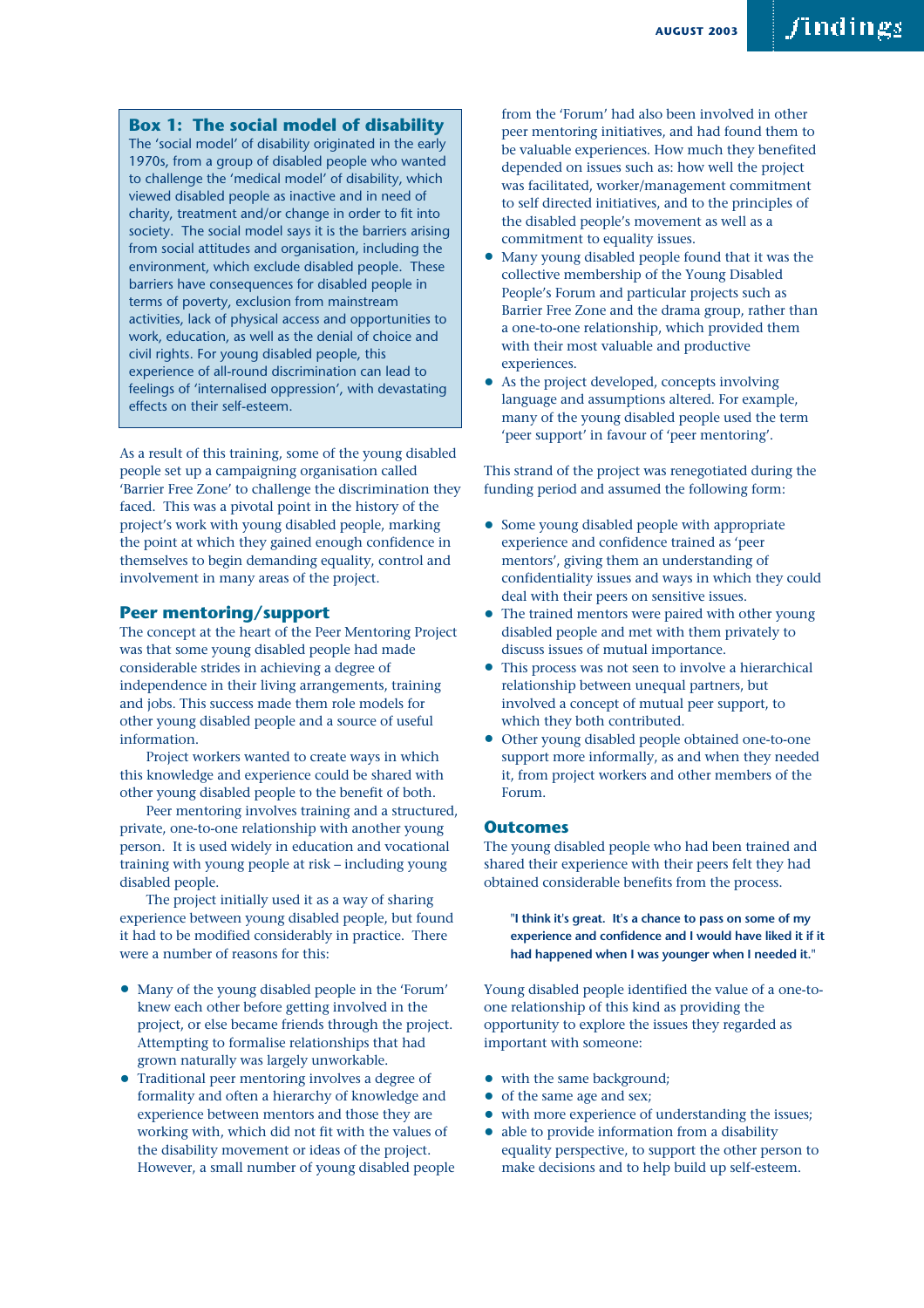## Box 1: The social model of disability

The 'social model' of disability originated in the early 1970s, from a group of disabled people who wanted to challenge the 'medical model' of disability, which viewed disabled people as inactive and in need of charity, treatment and/or change in order to fit into society. The social model says it is the barriers arising from social attitudes and organisation, including the environment, which exclude disabled people. These barriers have consequences for disabled people in terms of poverty, exclusion from mainstream activities, lack of physical access and opportunities to work, education, as well as the denial of choice and civil rights. For young disabled people, this experience of all-round discrimination can lead to feelings of 'internalised oppression', with devastating effects on their self-esteem.

As a result of this training, some of the young disabled people set up a campaigning organisation called 'Barrier Free Zone' to challenge the discrimination they faced. This was a pivotal point in the history of the project's work with young disabled people, marking the point at which they gained enough confidence in themselves to begin demanding equality, control and involvement in many areas of the project.

## Peer mentoring/support

The concept at the heart of the Peer Mentoring Project was that some young disabled people had made considerable strides in achieving a degree of independence in their living arrangements, training and jobs. This success made them role models for other young disabled people and a source of useful information.

Project workers wanted to create ways in which this knowledge and experience could be shared with other young disabled people to the benefit of both.

Peer mentoring involves training and a structured, private, one-to-one relationship with another young person. It is used widely in education and vocational training with young people at risk – including young disabled people.

The project initially used it as a way of sharing experience between young disabled people, but found it had to be modified considerably in practice. There were a number of reasons for this:

- Many of the young disabled people in the 'Forum' knew each other before getting involved in the project, or else became friends through the project. Attempting to formalise relationships that had grown naturally was largely unworkable.
- Traditional peer mentoring involves a degree of formality and often a hierarchy of knowledge and experience between mentors and those they are working with, which did not fit with the values of the disability movement or ideas of the project. However, a small number of young disabled people from the 'Forum' had also been involved in other peer mentoring initiatives, and had found them to be valuable experiences. How much they benefited depended on issues such as: how well the project was facilitated, worker/management commitment to self directed initiatives, and to the principles of the disabled people's movement as well as a commitment to equality issues.
- Many young disabled people found that it was the collective membership of the Young Disabled People's Forum and particular projects such as Barrier Free Zone and the drama group, rather than a one-to-one relationship, which provided them with their most valuable and productive experiences.
- As the project developed, concepts involving language and assumptions altered. For example, many of the young disabled people used the term 'peer support' in favour of 'peer mentoring'.

This strand of the project was renegotiated during the funding period and assumed the following form:

- Some young disabled people with appropriate experience and confidence trained as 'peer mentors', giving them an understanding of confidentiality issues and ways in which they could deal with their peers on sensitive issues.
- The trained mentors were paired with other young disabled people and met with them privately to discuss issues of mutual importance.
- This process was not seen to involve a hierarchical relationship between unequal partners, but involved a concept of mutual peer support, to which they both contributed.
- Other young disabled people obtained one-to-one support more informally, as and when they needed it, from project workers and other members of the Forum.

## Outcomes

The young disabled people who had been trained and shared their experience with their peers felt they had obtained considerable benefits from the process.

> **"I think it's great. It's a chance to pass on some of my experience and confidence and I would have liked it if it had happened when I was younger when I needed it."**

Young disabled people identified the value of a one-to-one relationship of this kind as providing the opportunity to explore the issues they regarded as important with someone:

- with the same background;
- of the same age and sex;
- with more experience of understanding the issues;
- able to provide information from a disability equality perspective, to support the other person to make decisions and to help build up self-esteem.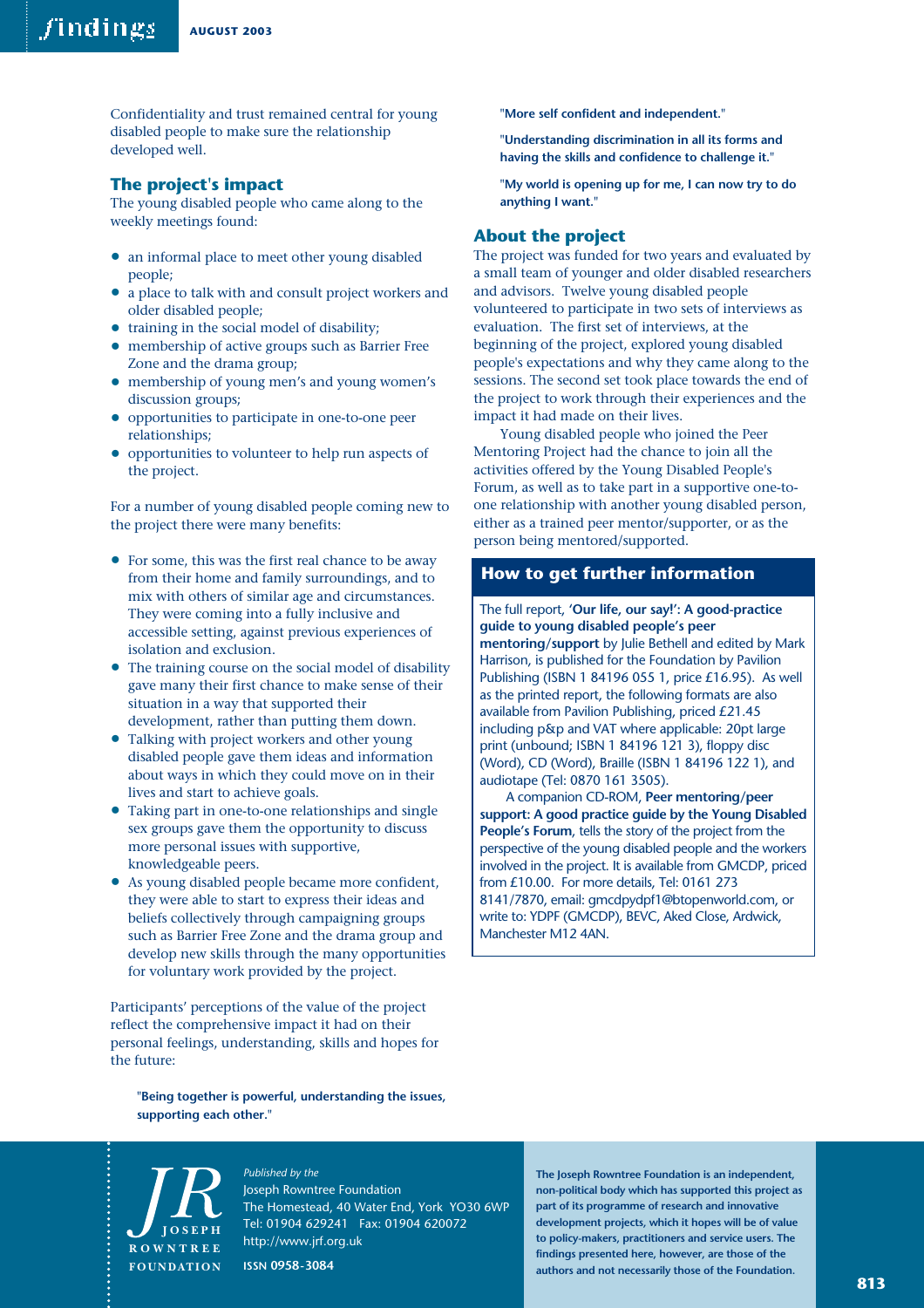Confidentiality and trust remained central for young disabled people to make sure the relationship developed well.

## The project's impact

The young disabled people who came along to the weekly meetings found:

- an informal place to meet other young disabled people;
- a place to talk with and consult project workers and older disabled people;
- training in the social model of disability;
- membership of active groups such as Barrier Free Zone and the drama group;
- membership of young men's and young women's discussion groups;
- opportunities to participate in one-to-one peer relationships;
- opportunities to volunteer to help run aspects of the project.

For a number of young disabled people coming new to the project there were many benefits:

- For some, this was the first real chance to be away from their home and family surroundings, and to mix with others of similar age and circumstances. They were coming into a fully inclusive and accessible setting, against previous experiences of isolation and exclusion.
- The training course on the social model of disability gave many their first chance to make sense of their situation in a way that supported their development, rather than putting them down.
- Talking with project workers and other young disabled people gave them ideas and information about ways in which they could move on in their lives and start to achieve goals.
- Taking part in one-to-one relationships and single sex groups gave them the opportunity to discuss more personal issues with supportive, knowledgeable peers.
- As young disabled people became more confident, they were able to start to express their ideas and beliefs collectively through campaigning groups such as Barrier Free Zone and the drama group and develop new skills through the many opportunities for voluntary work provided by the project.

Participants' perceptions of the value of the project reflect the comprehensive impact it had on their personal feelings, understanding, skills and hopes for the future:

> **"Being together is powerful, understanding the issues, supporting each other."**

> **"More self confident and independent."**

> **"Understanding discrimination in all its forms and having the skills and confidence to challenge it."**

> **"My world is opening up for me, I can now try to do anything I want."**

## About the project

The project was funded for two years and evaluated by a small team of younger and older disabled researchers and advisors. Twelve young disabled people volunteered to participate in two sets of interviews as evaluation. The first set of interviews, at the beginning of the project, explored young disabled people's expectations and why they came along to the sessions. The second set took place towards the end of the project to work through their experiences and the impact it had made on their lives.

Young disabled people who joined the Peer Mentoring Project had the chance to join all the activities offered by the Young Disabled People's Forum, as well as to take part in a supportive one-to-one relationship with another young disabled person, either as a trained peer mentor/supporter, or as the person being mentored/supported.

## How to get further information

The full report, **'Our life, our say!': A good-practice guide to young disabled people's peer mentoring/support** by Julie Bethell and edited by Mark Harrison, is published for the Foundation by Pavilion Publishing (ISBN 1 84196 055 1, price £16.95). As well as the printed report, the following formats are also available from Pavilion Publishing, priced £21.45 including p&p and VAT where applicable: 20pt large print (unbound; ISBN 1 84196 121 3), floppy disc (Word), CD (Word), Braille (ISBN 1 84196 122 1), and audiotape (Tel: 0870 161 3505).

A companion CD-ROM, **Peer mentoring/peer support: A good practice guide by the Young Disabled People's Forum**, tells the story of the project from the perspective of the young disabled people and the workers involved in the project. It is available from GMCDP, priced from £10.00. For more details, Tel: 0161 273 8141/7870, email: gmcdpydpf1@btopenworld.com, or write to: YDPF (GMCDP), BEVC, Aked Close, Ardwick, Manchester M12 4AN.

*Published by the*
Joseph Rowntree Foundation
The Homestead, 40 Water End, York YO30 6WP
Tel: 01904 629241 Fax: 01904 620072
http://www.jrf.org.uk

ISSN **0958-3084**

**The Joseph Rowntree Foundation is an independent, non-political body which has supported this project as part of its programme of research and innovative development projects, which it hopes will be of value to policy-makers, practitioners and service users. The findings presented here, however, are those of the authors and not necessarily those of the Foundation.**

813